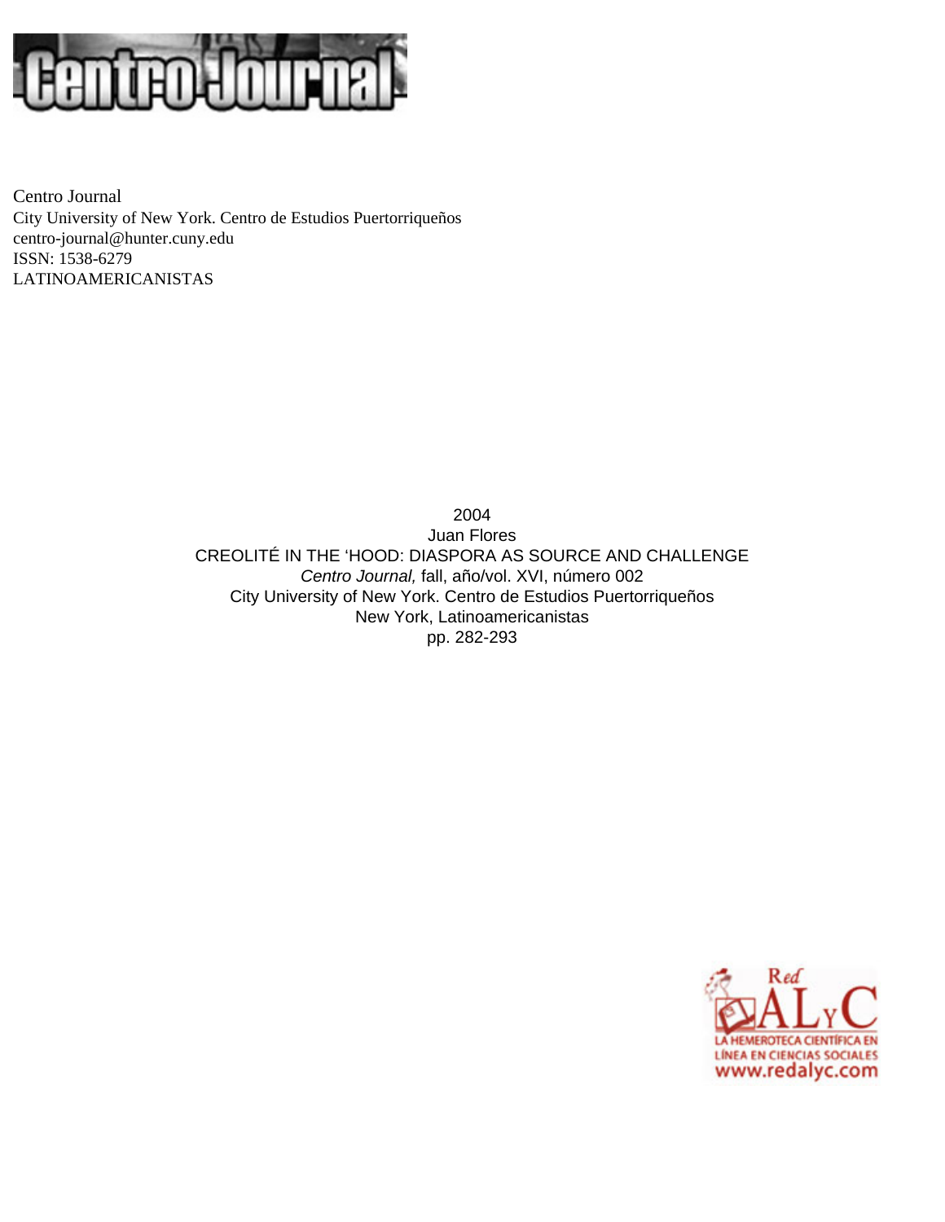Centro Journal
City University of New York. Centro de Estudios Puertorriqueños
centro-journal@hunter.cuny.edu
ISSN: 1538-6279
LATINOAMERICANISTAS

2004
Juan Flores
CREOLITÉ IN THE 'HOOD: DIASPORA AS SOURCE AND CHALLENGE
*Centro Journal,* fall, año/vol. XVI, número 002
City University of New York. Centro de Estudios Puertorriqueños
New York, Latinoamericanistas
pp. 282-293

Red ALyC
LA HEMEROTECA CIENTÍFICA EN LÍNEA EN CIENCIAS SOCIALES
www.redalyc.com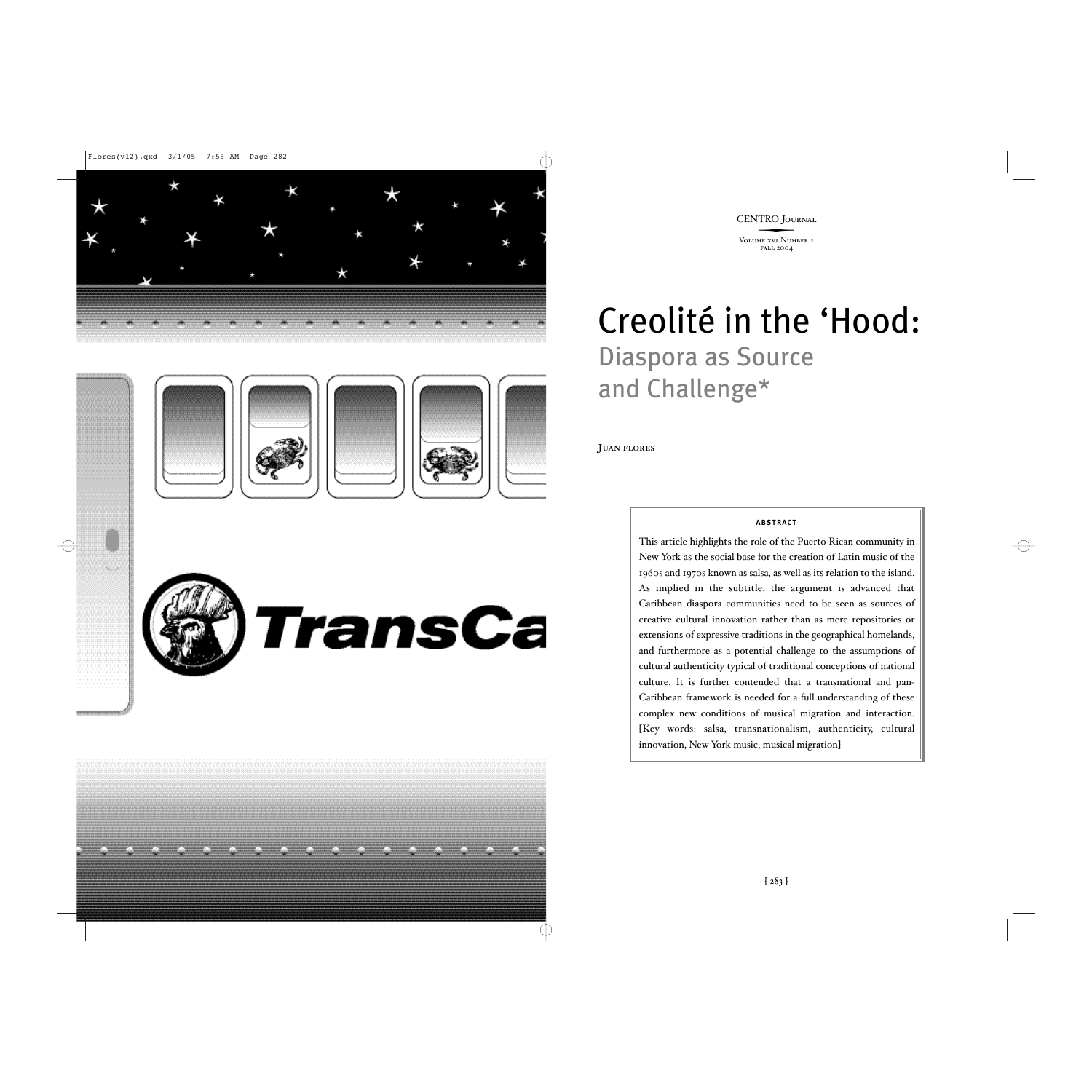# Creolité in the 'Hood:

## Diaspora as Source and Challenge*

**Juan Flores**

**ABSTRACT**

This article highlights the role of the Puerto Rican community in New York as the social base for the creation of Latin music of the 1960s and 1970s known as salsa, as well as its relation to the island. As implied in the subtitle, the argument is advanced that Caribbean diaspora communities need to be seen as sources of creative cultural innovation rather than as mere repositories or extensions of expressive traditions in the geographical homelands, and furthermore as a potential challenge to the assumptions of cultural authenticity typical of traditional conceptions of national culture. It is further contended that a transnational and pan-Caribbean framework is needed for a full understanding of these complex new conditions of musical migration and interaction. [Key words: salsa, transnationalism, authenticity, cultural innovation, New York music, musical migration]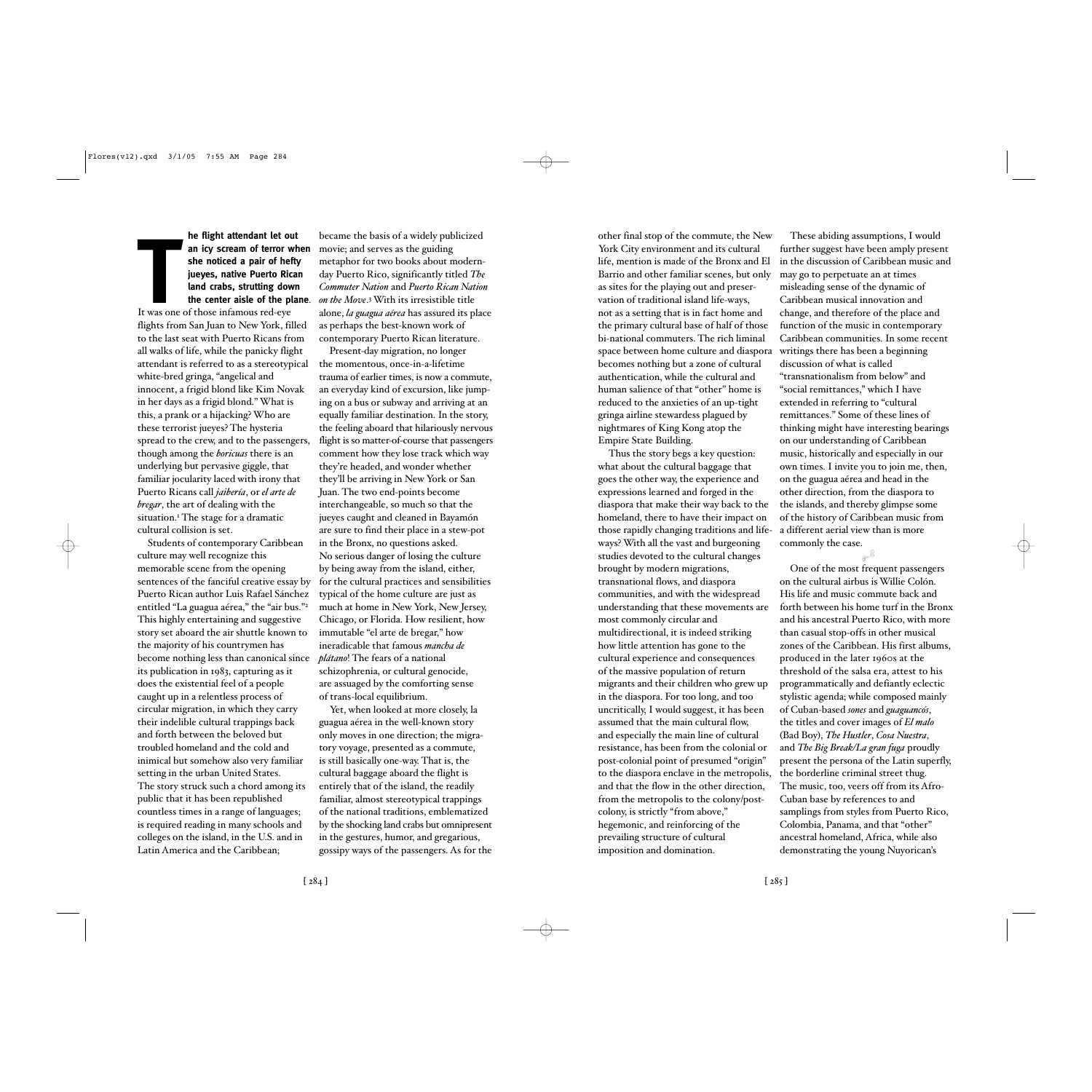**The flight attendant let out an icy scream of terror when she noticed a pair of hefty jueyes, native Puerto Rican land crabs, strutting down the center aisle of the plane.** It was one of those infamous red-eye flights from San Juan to New York, filled to the last seat with Puerto Ricans from all walks of life, while the panicky flight attendant is referred to as a stereotypical white-bred gringa, "angelical and innocent, a frigid blond like Kim Novak in her days as a frigid blond." What is this, a prank or a hijacking? Who are these terrorist jueyes? The hysteria spread to the crew, and to the passengers, though among the *boricuas* there is an underlying but pervasive giggle, that familiar jocularity laced with irony that Puerto Ricans call *jaibería*, or *el arte de bregar*, the art of dealing with the situation.[1] The stage for a dramatic cultural collision is set.

Students of contemporary Caribbean culture may well recognize this memorable scene from the opening sentences of the fanciful creative essay by Puerto Rican author Luis Rafael Sánchez entitled "La guagua aérea," the "air bus."[2] This highly entertaining and suggestive story set aboard the air shuttle known to the majority of his countrymen has become nothing less than canonical since its publication in 1983, capturing as it does the existential feel of a people caught up in a relentless process of circular migration, in which they carry their indelible cultural trappings back and forth between the beloved but troubled homeland and the cold and inimical but somehow also very familiar setting in the urban United States. The story struck such a chord among its public that it has been republished countless times in a range of languages; is required reading in many schools and colleges on the island, in the U.S. and in Latin America and the Caribbean; became the basis of a widely publicized movie; and serves as the guiding metaphor for two books about modern-day Puerto Rico, significantly titled *The Commuter Nation* and *Puerto Rican Nation on the Move*.[3] With its irresistible title alone, *la guagua aérea* has assured its place as perhaps the best-known work of contemporary Puerto Rican literature.

Present-day migration, no longer the momentous, once-in-a-lifetime trauma of earlier times, is now a commute, an everyday kind of excursion, like jumping on a bus or subway and arriving at an equally familiar destination. In the story, the feeling aboard that hilariously nervous flight is so matter-of-course that passengers comment how they lose track which way they're headed, and wonder whether they'll be arriving in New York or San Juan. The two end-points become interchangeable, so much so that the jueyes caught and cleaned in Bayamón are sure to find their place in a stew-pot in the Bronx, no questions asked. No serious danger of losing the culture by being away from the island, either, for the cultural practices and sensibilities typical of the home culture are just as much at home in New York, New Jersey, Chicago, or Florida. How resilient, how immutable "el arte de bregar," how ineradicable that famous *mancha de plátano*! The fears of a national schizophrenia, or cultural genocide, are assuaged by the comforting sense of trans-local equilibrium.

Yet, when looked at more closely, la guagua aérea in the well-known story only moves in one direction; the migratory voyage, presented as a commute, is still basically one-way. That is, the cultural baggage aboard the flight is entirely that of the island, the readily familiar, almost stereotypical trappings of the national traditions, emblematized by the shocking land crabs but omnipresent in the gestures, humor, and gregarious, gossipy ways of the passengers. As for the other final stop of the commute, the New York City environment and its cultural life, mention is made of the Bronx and El Barrio and other familiar scenes, but only as sites for the playing out and preservation of traditional island life-ways, not as a setting that is in fact home and the primary cultural base of half of those bi-national commuters. The rich liminal space between home culture and diaspora becomes nothing but a zone of cultural authentication, while the cultural and human salience of that "other" home is reduced to the anxieties of an up-tight gringa airline stewardess plagued by nightmares of King Kong atop the Empire State Building.

Thus the story begs a key question: what about the cultural baggage that goes the other way, the experience and expressions learned and forged in the diaspora that make their way back to the homeland, there to have their impact on those rapidly changing traditions and life-ways? With all the vast and burgeoning studies devoted to the cultural changes brought by modern migrations, transnational flows, and diaspora communities, and with the widespread understanding that these movements are most commonly circular and multidirectional, it is indeed striking how little attention has gone to the cultural experience and consequences of the massive population of return migrants and their children who grew up in the diaspora. For too long, and too uncritically, I would suggest, it has been assumed that the main cultural flow, and especially the main line of cultural resistance, has been from the colonial or post-colonial point of presumed "origin" to the diaspora enclave in the metropolis, and that the flow in the other direction, from the metropolis to the colony/post-colony, is strictly "from above," hegemonic, and reinforcing of the prevailing structure of cultural imposition and domination.

These abiding assumptions, I would further suggest have been amply present in the discussion of Caribbean music and may go to perpetuate an at times misleading sense of the dynamic of Caribbean musical innovation and change, and therefore of the place and function of the music in contemporary Caribbean communities. In some recent writings there has been a beginning discussion of what is called "transnationalism from below" and "social remittances," which I have extended in referring to "cultural remittances." Some of these lines of thinking might have interesting bearings on our understanding of Caribbean music, historically and especially in our own times. I invite you to join me, then, on the guagua aérea and head in the other direction, from the diaspora to the islands, and thereby glimpse some of the history of Caribbean music from a different aerial view than is more commonly the case.

One of the most frequent passengers on the cultural airbus is Willie Colón. His life and music commute back and forth between his home turf in the Bronx and his ancestral Puerto Rico, with more than casual stop-offs in other musical zones of the Caribbean. His first albums, produced in the later 1960s at the threshold of the salsa era, attest to his programmatically and defiantly eclectic stylistic agenda; while composed mainly of Cuban-based *sones* and *guaguancós*, the titles and cover images of *El malo* (Bad Boy), *The Hustler*, *Cosa Nuestra*, and *The Big Break/La gran fuga* proudly present the persona of the Latin superfly, the borderline criminal street thug. The music, too, veers off from its Afro-Cuban base by references to and samplings from styles from Puerto Rico, Colombia, Panama, and that "other" ancestral homeland, Africa, while also demonstrating the young Nuyorican's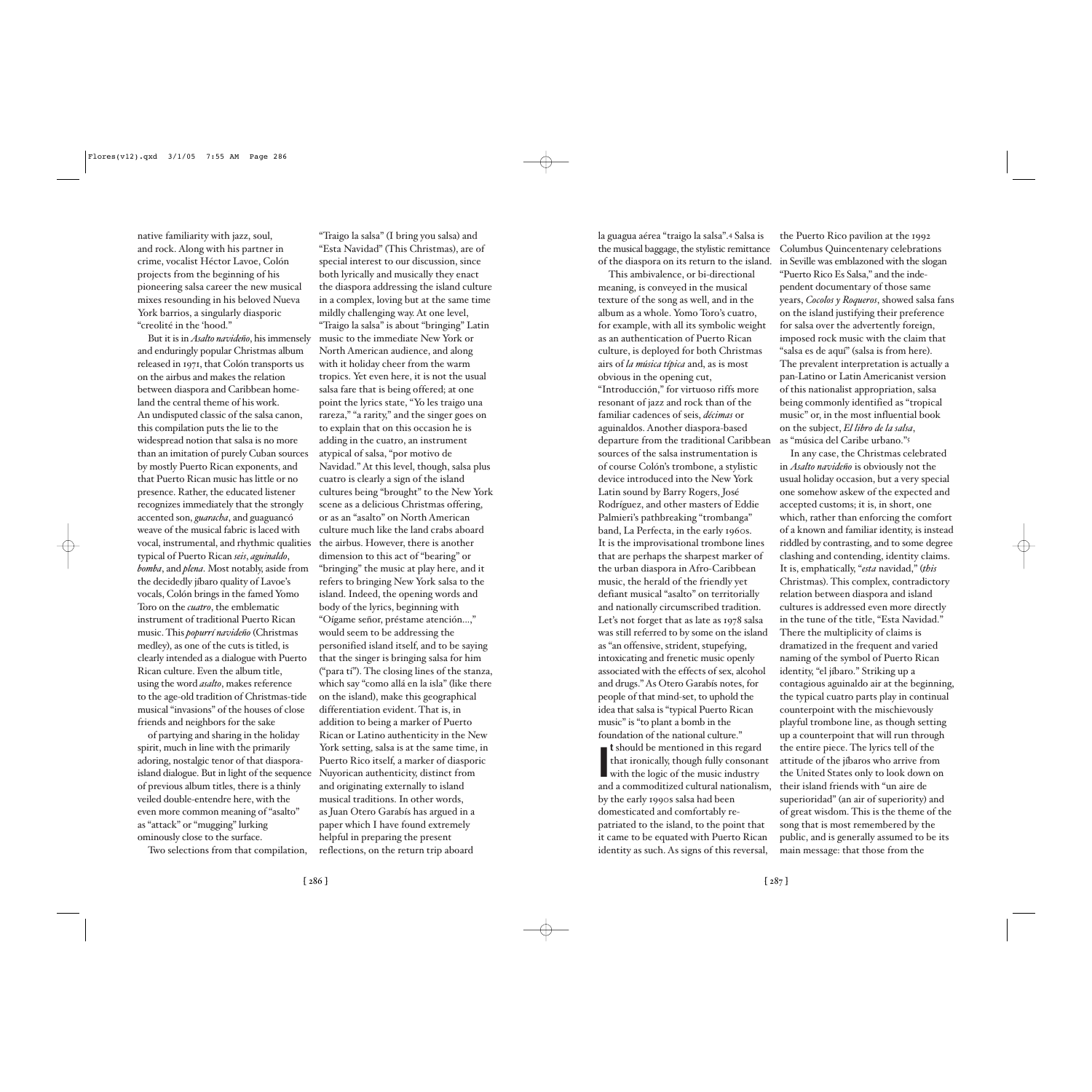native familiarity with jazz, soul, and rock. Along with his partner in crime, vocalist Héctor Lavoe, Colón projects from the beginning of his pioneering salsa career the new musical mixes resounding in his beloved Nueva York barrios, a singularly diasporic "creolité in the 'hood."

But it is in *Asalto navideño*, his immensely and enduringly popular Christmas album released in 1971, that Colón transports us on the airbus and makes the relation between diaspora and Caribbean homeland the central theme of his work. An undisputed classic of the salsa canon, this compilation puts the lie to the widespread notion that salsa is no more than an imitation of purely Cuban sources by mostly Puerto Rican exponents, and that Puerto Rican music has little or no presence. Rather, the educated listener recognizes immediately that the strongly accented son, *guaracha*, and guaguancó weave of the musical fabric is laced with vocal, instrumental, and rhythmic qualities typical of Puerto Rican *seis*, *aguinaldo*, *bomba*, and *plena*. Most notably, aside from the decidedly jíbaro quality of Lavoe's vocals, Colón brings in the famed Yomo Toro on the *cuatro*, the emblematic instrument of traditional Puerto Rican music. This *popurrí navideño* (Christmas medley), as one of the cuts is titled, is clearly intended as a dialogue with Puerto Rican culture. Even the album title, using the word *asalto*, makes reference to the age-old tradition of Christmas-tide musical "invasions" of the houses of close friends and neighbors for the sake of partying and sharing in the holiday spirit, much in line with the primarily adoring, nostalgic tenor of that diaspora-island dialogue. But in light of the sequence of previous album titles, there is a thinly veiled double-entendre here, with the even more common meaning of "asalto" as "attack" or "mugging" lurking ominously close to the surface.

Two selections from that compilation, "Traigo la salsa" (I bring you salsa) and "Esta Navidad" (This Christmas), are of special interest to our discussion, since both lyrically and musically they enact the diaspora addressing the island culture in a complex, loving but at the same time mildly challenging way. At one level, "Traigo la salsa" is about "bringing" Latin music to the immediate New York or North American audience, and along with it holiday cheer from the warm tropics. Yet even here, it is not the usual salsa fare that is being offered; at one point the lyrics state, "Yo les traigo una rareza," "a rarity," and the singer goes on to explain that on this occasion he is adding in the cuatro, an instrument atypical of salsa, "por motivo de Navidad." At this level, though, salsa plus cuatro is clearly a sign of the island cultures being "brought" to the New York scene as a delicious Christmas offering, or as an "asalto" on North American culture much like the land crabs aboard the airbus. However, there is another dimension to this act of "bearing" or "bringing" the music at play here, and it refers to bringing New York salsa to the island. Indeed, the opening words and body of the lyrics, beginning with "Oígame señor, préstame atención...," would seem to be addressing the personified island itself, and to be saying that the singer is bringing salsa for him ("para tí"). The closing lines of the stanza, which say "como allá en la isla" (like there on the island), make this geographical differentiation evident. That is, in addition to being a marker of Puerto Rican or Latino authenticity in the New York setting, salsa is at the same time, in Puerto Rico itself, a marker of diasporic Nuyorican authenticity, distinct from and originating externally to island musical traditions. In other words, as Juan Otero Garabís has argued in a paper which I have found extremely helpful in preparing the present reflections, on the return trip aboard la guagua aérea "traigo la salsa".[4] Salsa is the musical baggage, the stylistic remittance of the diaspora on its return to the island.

This ambivalence, or bi-directional meaning, is conveyed in the musical texture of the song as well, and in the album as a whole. Yomo Toro's cuatro, for example, with all its symbolic weight as an authentication of Puerto Rican culture, is deployed for both Christmas airs of *la música típica* and, as is most obvious in the opening cut, "Introducción," for virtuoso riffs more resonant of jazz and rock than of the familiar cadences of seis, *décimas* or aguinaldos. Another diaspora-based departure from the traditional Caribbean sources of the salsa instrumentation is of course Colón's trombone, a stylistic device introduced into the New York Latin sound by Barry Rogers, José Rodríguez, and other masters of Eddie Palmieri's pathbreaking "trombanga" band, La Perfecta, in the early 1960s. It is the improvisational trombone lines that are perhaps the sharpest marker of the urban diaspora in Afro-Caribbean music, the herald of the friendly yet defiant musical "asalto" on territorially and nationally circumscribed tradition. Let's not forget that as late as 1978 salsa was still referred to by some on the island as "an offensive, strident, stupefying, intoxicating and frenetic music openly associated with the effects of sex, alcohol and drugs." As Otero Garabís notes, for people of that mind-set, to uphold the idea that salsa is "typical Puerto Rican music" is "to plant a bomb in the foundation of the national culture."

It should be mentioned in this regard that ironically, though fully consonant with the logic of the music industry and a commoditized cultural nationalism, by the early 1990s salsa had been domesticated and comfortably re-patriated to the island, to the point that it came to be equated with Puerto Rican identity as such. As signs of this reversal, the Puerto Rico pavilion at the 1992 Columbus Quincentenary celebrations in Seville was emblazoned with the slogan "Puerto Rico Es Salsa," and the independent documentary of those same years, *Cocolos y Roqueros*, showed salsa fans on the island justifying their preference for salsa over the advertently foreign, imposed rock music with the claim that "salsa es de aquí" (salsa is from here). The prevalent interpretation is actually a pan-Latino or Latin Americanist version of this nationalist appropriation, salsa being commonly identified as "tropical music" or, in the most influential book on the subject, *El libro de la salsa*, as "música del Caribe urbano."[5]

In any case, the Christmas celebrated in *Asalto navideño* is obviously not the usual holiday occasion, but a very special one somehow askew of the expected and accepted customs; it is, in short, one which, rather than enforcing the comfort of a known and familiar identity, is instead riddled by contrasting, and to some degree clashing and contending, identity claims. It is, emphatically, "*esta* navidad," (*this* Christmas). This complex, contradictory relation between diaspora and island cultures is addressed even more directly in the tune of the title, "Esta Navidad." There the multiplicity of claims is dramatized in the frequent and varied naming of the symbol of Puerto Rican identity, "el jíbaro." Striking up a contagious aguinaldo air at the beginning, the typical cuatro parts play in continual counterpoint with the mischievously playful trombone line, as though setting up a counterpoint that will run through the entire piece. The lyrics tell of the attitude of the jíbaros who arrive from the United States only to look down on their island friends with "un aire de superioridad" (an air of superiority) and of great wisdom. This is the theme of the song that is most remembered by the public, and is generally assumed to be its main message: that those from the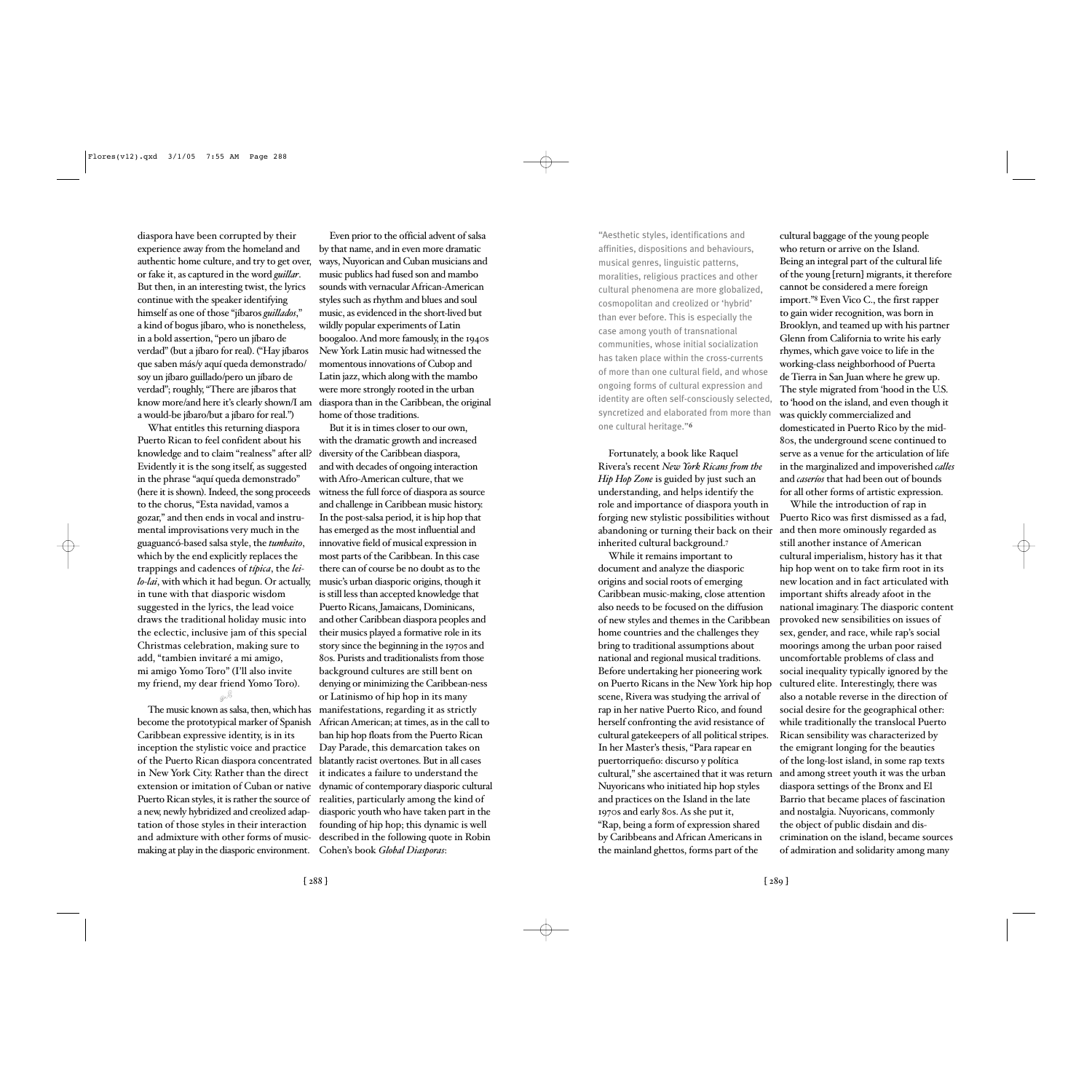diaspora have been corrupted by their experience away from the homeland and authentic home culture, and try to get over, or fake it, as captured in the word *guillar*. But then, in an interesting twist, the lyrics continue with the speaker identifying himself as one of those "jíbaros *guillados*," a kind of bogus jíbaro, who is nonetheless, in a bold assertion, "pero un jíbaro de verdad" (but a jíbaro for real). ("Hay jíbaros que saben más/y aquí queda demonstrado/ soy un jíbaro guillado/pero un jíbaro de verdad"; roughly, "There are jíbaros that know more/and here it's clearly shown/I am a would-be jíbaro/but a jíbaro for real.")

What entitles this returning diaspora Puerto Rican to feel confident about his knowledge and to claim "realness" after all? Evidently it is the song itself, as suggested in the phrase "aquí queda demonstrado" (here it is shown). Indeed, the song proceeds to the chorus, "Esta navidad, vamos a gozar," and then ends in vocal and instrumental improvisations very much in the guaguancó-based salsa style, the *tumbaito*, which by the end explicitly replaces the trappings and cadences of *típica*, the *lei-lo-lai*, with which it had begun. Or actually, in tune with that diasporic wisdom suggested in the lyrics, the lead voice draws the traditional holiday music into the eclectic, inclusive jam of this special Christmas celebration, making sure to add, "tambien invitaré a mi amigo, mi amigo Yomo Toro" (I'll also invite my friend, my dear friend Yomo Toro).

The music known as salsa, then, which has become the prototypical marker of Spanish Caribbean expressive identity, is in its inception the stylistic voice and practice of the Puerto Rican diaspora concentrated in New York City. Rather than the direct extension or imitation of Cuban or native Puerto Rican styles, it is rather the source of a new, newly hybridized and creolized adaptation of those styles in their interaction and admixture with other forms of music-making at play in the diasporic environment.

Even prior to the official advent of salsa by that name, and in even more dramatic ways, Nuyorican and Cuban musicians and music publics had fused son and mambo sounds with vernacular African-American styles such as rhythm and blues and soul music, as evidenced in the short-lived but wildly popular experiments of Latin boogaloo. And more famously, in the 1940s New York Latin music had witnessed the momentous innovations of Cubop and Latin jazz, which along with the mambo were more strongly rooted in the urban diaspora than in the Caribbean, the original home of those traditions.

But it is in times closer to our own, with the dramatic growth and increased diversity of the Caribbean diaspora, and with decades of ongoing interaction with Afro-American culture, that we witness the full force of diaspora as source and challenge in Caribbean music history. In the post-salsa period, it is hip hop that has emerged as the most influential and innovative field of musical expression in most parts of the Caribbean. In this case there can of course be no doubt as to the music's urban diasporic origins, though it is still less than accepted knowledge that Puerto Ricans, Jamaicans, Dominicans, and other Caribbean diaspora peoples and their musics played a formative role in its story since the beginning in the 1970s and 80s. Purists and traditionalists from those background cultures are still bent on denying or minimizing the Caribbean-ness or Latinismo of hip hop in its many manifestations, regarding it as strictly African American; at times, as in the call to ban hip hop floats from the Puerto Rican Day Parade, this demarcation takes on blatantly racist overtones. But in all cases it indicates a failure to understand the dynamic of contemporary diasporic cultural realities, particularly among the kind of diasporic youth who have taken part in the founding of hip hop; this dynamic is well described in the following quote in Robin Cohen's book *Global Diasporas*:

> "Aesthetic styles, identifications and affinities, dispositions and behaviours, musical genres, linguistic patterns, moralities, religious practices and other cultural phenomena are more globalized, cosmopolitan and creolized or 'hybrid' than ever before. This is especially the case among youth of transnational communities, whose initial socialization has taken place within the cross-currents of more than one cultural field, and whose ongoing forms of cultural expression and identity are often self-consciously selected, syncretized and elaborated from more than one cultural heritage."[6]

Fortunately, a book like Raquel Rivera's recent *New York Ricans from the Hip Hop Zone* is guided by just such an understanding, and helps identify the role and importance of diaspora youth in forging new stylistic possibilities without abandoning or turning their back on their inherited cultural background.[7]

While it remains important to document and analyze the diasporic origins and social roots of emerging Caribbean music-making, close attention also needs to be focused on the diffusion of new styles and themes in the Caribbean home countries and the challenges they bring to traditional assumptions about national and regional musical traditions. Before undertaking her pioneering work on Puerto Ricans in the New York hip hop scene, Rivera was studying the arrival of rap in her native Puerto Rico, and found herself confronting the avid resistance of cultural gatekeepers of all political stripes. In her Master's thesis, "Para rapear en puertorriqueño: discurso y política cultural," she ascertained that it was return Nuyoricans who initiated hip hop styles and practices on the Island in the late 1970s and early 80s. As she put it, "Rap, being a form of expression shared by Caribbeans and African Americans in the mainland ghettos, forms part of the cultural baggage of the young people who return or arrive on the Island. Being an integral part of the cultural life of the young [return] migrants, it therefore cannot be considered a mere foreign import."[8] Even Vico C., the first rapper to gain wider recognition, was born in Brooklyn, and teamed up with his partner Glenn from California to write his early rhymes, which gave voice to life in the working-class neighborhood of Puerta de Tierra in San Juan where he grew up. The style migrated from 'hood in the U.S. to 'hood on the island, and even though it was quickly commercialized and domesticated in Puerto Rico by the mid-80s, the underground scene continued to serve as a venue for the articulation of life in the marginalized and impoverished *calles* and *caseríos* that had been out of bounds for all other forms of artistic expression.

While the introduction of rap in Puerto Rico was first dismissed as a fad, and then more ominously regarded as still another instance of American cultural imperialism, history has it that hip hop went on to take firm root in its new location and in fact articulated with important shifts already afoot in the national imaginary. The diasporic content provoked new sensibilities on issues of sex, gender, and race, while rap's social moorings among the urban poor raised uncomfortable problems of class and social inequality typically ignored by the cultured elite. Interestingly, there was also a notable reverse in the direction of social desire for the geographical other: while traditionally the translocal Puerto Rican sensibility was characterized by the emigrant longing for the beauties of the long-lost island, in some rap texts and among street youth it was the urban diaspora settings of the Bronx and El Barrio that became places of fascination and nostalgia. Nuyoricans, commonly the object of public disdain and discrimination on the island, became sources of admiration and solidarity among many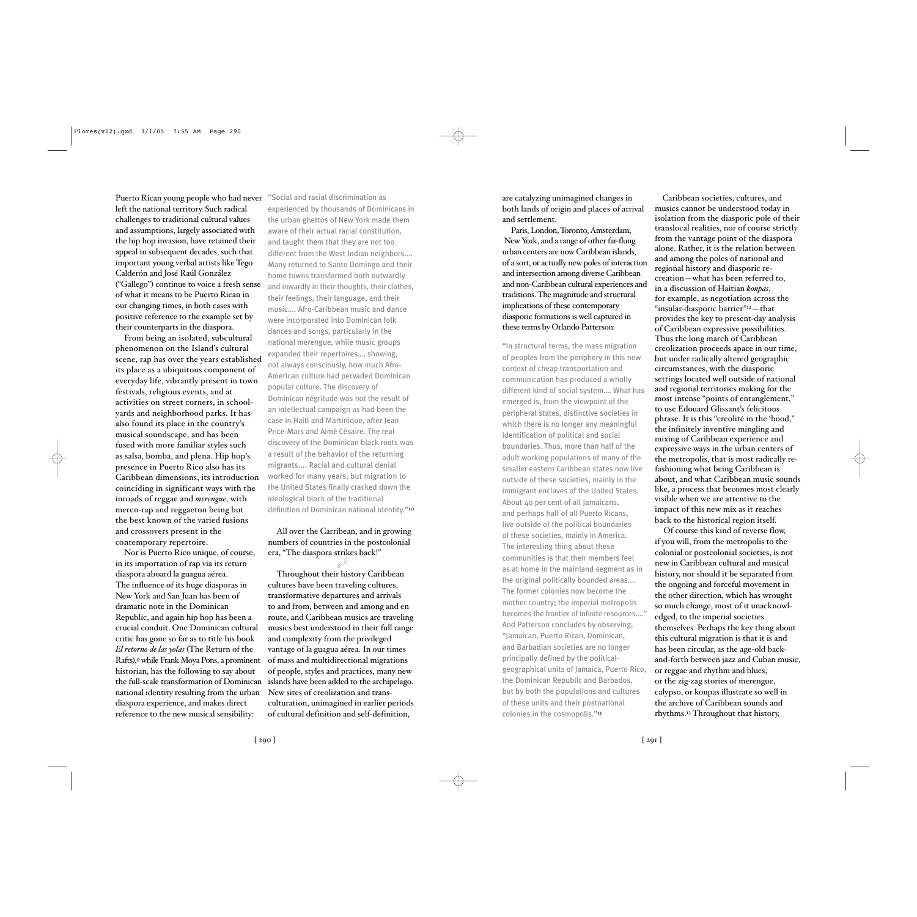Puerto Rican young people who had never left the national territory. Such radical challenges to traditional cultural values and assumptions, largely associated with the hip hop invasion, have retained their appeal in subsequent decades, such that important young verbal artists like Tego Calderón and José Raúl González ("Gallego") continue to voice a fresh sense of what it means to be Puerto Rican in our changing times, in both cases with positive reference to the example set by their counterparts in the diaspora.

From being an isolated, subcultural phenomenon on the Island's cultural scene, rap has over the years established its place as a ubiquitous component of everyday life, vibrantly present in town festivals, religious events, and at activities on street corners, in schoolyards and neighborhood parks. It has also found its place in the country's musical soundscape, and has been fused with more familiar styles such as salsa, bomba, and plena. Hip hop's presence in Puerto Rico also has its Caribbean dimensions, its introduction coinciding in significant ways with the inroads of reggae and *merengue*, with meren-rap and reggaeton being but the best known of the varied fusions and crossovers present in the contemporary repertoire.

Nor is Puerto Rico unique, of course, in its importation of rap via its return diaspora aboard la guagua aérea. The influence of its huge diasporas in New York and San Juan has been of dramatic note in the Dominican Republic, and again hip hop has been a crucial conduit. One Dominican cultural critic has gone so far as to title his book *El retorno de las yolas* (The Return of the Rafts),[9] while Frank Moya Pons, a prominent historian, has the following to say about the full-scale transformation of Dominican national identity resulting from the urban diaspora experience, and makes direct reference to the new musical sensibility:

> "Social and racial discrimination as experienced by thousands of Dominicans in the urban ghettos of New York made them aware of their actual racial constitution, and taught them that they are not too different from the West Indian neighbors.... Many returned to Santo Domingo and their home towns transformed both outwardly and inwardly in their thoughts, their clothes, their feelings, their language, and their music.... Afro-Caribbean music and dance were incorporated into Dominican folk dances and songs, particularly in the national merengue, while music groups expanded their repertoires..., showing, not always consciously, how much Afro-American culture had pervaded Dominican popular culture. The discovery of Dominican négritude was not the result of an intellectual campaign as had been the case in Haiti and Martinique, after Jean Price-Mars and Aimé Césaire. The real discovery of the Dominican black roots was a result of the behavior of the returning migrants.... Racial and cultural denial worked for many years, but migration to the United States finally cracked down the ideological block of the traditional definition of Dominican national identity."[10]

All over the Carribean, and in growing numbers of countries in the postcolonial era, "The diaspora strikes back!"

Throughout their history Caribbean cultures have been traveling cultures, transformative departures and arrivals to and from, between and among and en route, and Caribbean musics are traveling musics best understood in their full range and complexity from the privileged vantage of la guagua aérea. In our times of mass and multidirectional migrations of people, styles and practices, many new islands have been added to the archipelago. New sites of creolization and transculturation, unimagined in earlier periods of cultural definition and self-definition, are catalyzing unimagined changes in both lands of origin and places of arrival and settlement.

Paris, London, Toronto, Amsterdam, New York, and a range of other far-flung urban centers are now Caribbean islands, of a sort, or actually new poles of interaction and intersection among diverse Caribbean and non-Caribbean cultural experiences and traditions. The magnitude and structural implications of these contemporary diasporic formations is well captured in these terms by Orlando Patterson:

> "In structural terms, the mass migration of peoples from the periphery in this new context of cheap transportation and communication has produced a wholly different kind of social system.... What has emerged is, from the viewpoint of the peripheral states, distinctive societies in which there is no longer any meaningful identification of political and social boundaries. Thus, more than half of the adult working populations of many of the smaller eastern Caribbean states now live outside of these societies, mainly in the immigrant enclaves of the United States. About 40 per cent of all Jamaicans, and perhaps half of all Puerto Ricans, live outside of the political boundaries of these societies, mainly in America. The interesting thing about these communities is that their members feel as at home in the mainland segment as in the original politically bounded areas.... The former colonies now become the mother country; the imperial metropolis becomes the frontier of infinite resources...." And Patterson concludes by observing, "Jamaican, Puerto Rican, Dominican, and Barbadian societies are no longer principally defined by the political-geographical units of Jamaica, Puerto Rico, the Dominican Republic and Barbados, but by both the populations and cultures of these units and their postnational colonies in the cosmopolis."[11]

Caribbean societies, cultures, and musics cannot be understood today in isolation from the diasporic pole of their translocal realities, nor of course strictly from the vantage point of the diaspora alone. Rather, it is the relation between and among the poles of national and regional history and diasporic re-creation—what has been referred to, in a discussion of Haitian *konpas*, for example, as negotiation across the "insular-diasporic barrier"[12]—that provides the key to present-day analysis of Caribbean expressive possibilities. Thus the long march of Caribbean creolization proceeds apace in our time, but under radically altered geographic circumstances, with the diasporic settings located well outside of national and regional territories making for the most intense "points of entanglement," to use Edouard Glissant's felicitous phrase. It is this "creolité in the 'hood," the infinitely inventive mingling and mixing of Caribbean experience and expressive ways in the urban centers of the metropolis, that is most radically re-fashioning what being Caribbean is about, and what Caribbean music sounds like, a process that becomes most clearly visible when we are attentive to the impact of this new mix as it reaches back to the historical region itself.

Of course this kind of reverse flow, if you will, from the metropolis to the colonial or postcolonial societies, is not new in Caribbean cultural and musical history, nor should it be separated from the ongoing and forceful movement in the other direction, which has wrought so much change, most of it unacknowledged, to the imperial societies themselves. Perhaps the key thing about this cultural migration is that it is and has been circular, as the age-old back-and-forth between jazz and Cuban music, or reggae and rhythm and blues, or the zig-zag stories of merengue, calypso, or konpas illustrate so well in the archive of Caribbean sounds and rhythms.[13] Throughout that history,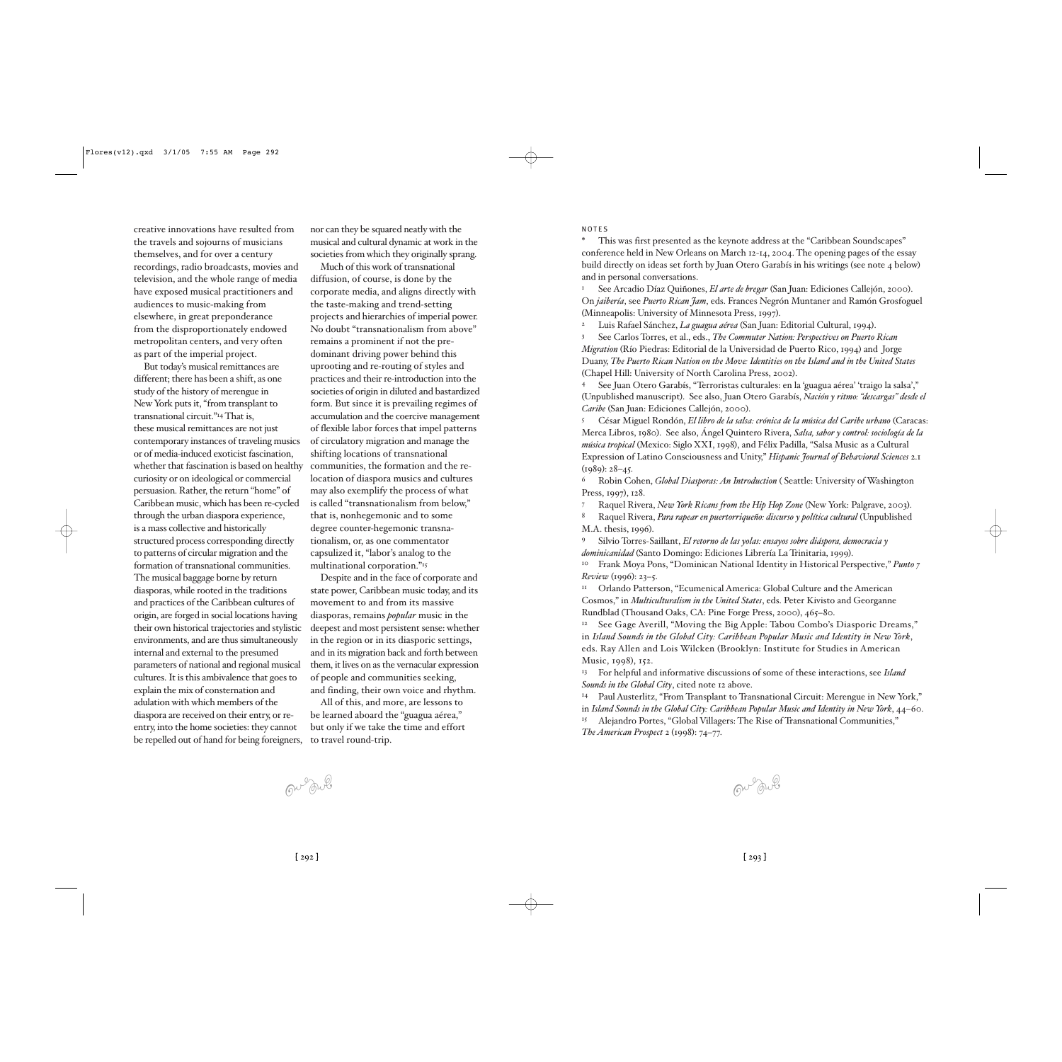creative innovations have resulted from the travels and sojourns of musicians themselves, and for over a century recordings, radio broadcasts, movies and television, and the whole range of media have exposed musical practitioners and audiences to music-making from elsewhere, in great preponderance from the disproportionately endowed metropolitan centers, and very often as part of the imperial project.

But today's musical remittances are different; there has been a shift, as one study of the history of merengue in New York puts it, "from transplant to transnational circuit."[14] That is, these musical remittances are not just contemporary instances of traveling musics or of media-induced exoticist fascination, whether that fascination is based on healthy curiosity or on ideological or commercial persuasion. Rather, the return "home" of Caribbean music, which has been re-cycled through the urban diaspora experience, is a mass collective and historically structured process corresponding directly to patterns of circular migration and the formation of transnational communities. The musical baggage borne by return diasporas, while rooted in the traditions and practices of the Caribbean cultures of origin, are forged in social locations having their own historical trajectories and stylistic environments, and are thus simultaneously internal and external to the presumed parameters of national and regional musical cultures. It is this ambivalence that goes to explain the mix of consternation and adulation with which members of the diaspora are received on their entry, or re-entry, into the home societies: they cannot be repelled out of hand for being foreigners, nor can they be squared neatly with the musical and cultural dynamic at work in the societies from which they originally sprang.

Much of this work of transnational diffusion, of course, is done by the corporate media, and aligns directly with the taste-making and trend-setting projects and hierarchies of imperial power. No doubt "transnationalism from above" remains a prominent if not the predominant driving power behind this uprooting and re-routing of styles and practices and their re-introduction into the societies of origin in diluted and bastardized form. But since it is prevailing regimes of accumulation and the coercive management of flexible labor forces that impel patterns of circulatory migration and manage the shifting locations of transnational communities, the formation and the relocation of diaspora musics and cultures may also exemplify the process of what is called "transnationalism from below," that is, nonhegemonic and to some degree counter-hegemonic transnationalism, or, as one commentator capsulized it, "labor's analog to the multinational corporation."[15]

Despite and in the face of corporate and state power, Caribbean music today, and its movement to and from its massive diasporas, remains *popular* music in the deepest and most persistent sense: whether in the region or in its diasporic settings, and in its migration back and forth between them, it lives on as the vernacular expression of people and communities seeking, and finding, their own voice and rhythm.

All of this, and more, are lessons to be learned aboard the "guagua aérea," but only if we take the time and effort to travel round-trip.

NOTES

\* This was first presented as the keynote address at the "Caribbean Soundscapes" conference held in New Orleans on March 12-14, 2004. The opening pages of the essay build directly on ideas set forth by Juan Otero Garabís in his writings (see note 4 below) and in personal conversations.

1 See Arcadio Díaz Quiñones, *El arte de bregar* (San Juan: Ediciones Callejón, 2000). On *jaibería*, see *Puerto Rican Jam*, eds. Frances Negrón Muntaner and Ramón Grosfoguel (Minneapolis: University of Minnesota Press, 1997).

2 Luis Rafael Sánchez, *La guagua aérea* (San Juan: Editorial Cultural, 1994).

3 See Carlos Torres, et al., eds., *The Commuter Nation: Perspectives on Puerto Rican Migration* (Río Piedras: Editorial de la Universidad de Puerto Rico, 1994) and Jorge Duany, *The Puerto Rican Nation on the Move: Identities on the Island and in the United States* (Chapel Hill: University of North Carolina Press, 2002).

4 See Juan Otero Garabís, "Terroristas culturales: en la 'guagua aérea' 'traigo la salsa'," (Unpublished manuscript). See also, Juan Otero Garabís, *Nación y ritmo: "descargas" desde el Caribe* (San Juan: Ediciones Callejón, 2000).

5 César Miguel Rondón, *El libro de la salsa: crónica de la música del Caribe urbano* (Caracas: Merca Libros, 1980). See also, Ángel Quintero Rivera, *Salsa, sabor y control: sociología de la música tropical* (Mexico: Siglo XXI, 1998), and Félix Padilla, "Salsa Music as a Cultural Expression of Latino Consciousness and Unity," *Hispanic Journal of Behavioral Sciences* 2.1 (1989): 28–45.

6 Robin Cohen, *Global Diasporas: An Introduction* ( Seattle: University of Washington Press, 1997), 128.

7 Raquel Rivera, *New York Ricans from the Hip Hop Zone* (New York: Palgrave, 2003).

8 Raquel Rivera, *Para rapear en puertorriqueño: discurso y política cultural* (Unpublished M.A. thesis, 1996).

9 Silvio Torres-Saillant, *El retorno de las yolas: ensayos sobre diáspora, democracia y dominicanidad* (Santo Domingo: Ediciones Librería La Trinitaria, 1999).

10 Frank Moya Pons, "Dominican National Identity in Historical Perspective," *Punto 7 Review* (1996): 23–5.

11 Orlando Patterson, "Ecumenical America: Global Culture and the American Cosmos," in *Multiculturalism in the United States*, eds. Peter Kivisto and Georganne Rundblad (Thousand Oaks, CA: Pine Forge Press, 2000), 465–80.

12 See Gage Averill, "Moving the Big Apple: Tabou Combo's Diasporic Dreams," in *Island Sounds in the Global City: Caribbean Popular Music and Identity in New York*, eds. Ray Allen and Lois Wilcken (Brooklyn: Institute for Studies in American Music, 1998), 152.

13 For helpful and informative discussions of some of these interactions, see *Island Sounds in the Global City*, cited note 12 above.

14 Paul Austerlitz, "From Transplant to Transnational Circuit: Merengue in New York," in *Island Sounds in the Global City: Caribbean Popular Music and Identity in New York*, 44–60.

15 Alejandro Portes, "Global Villagers: The Rise of Transnational Communities," *The American Prospect* 2 (1998): 74–77.